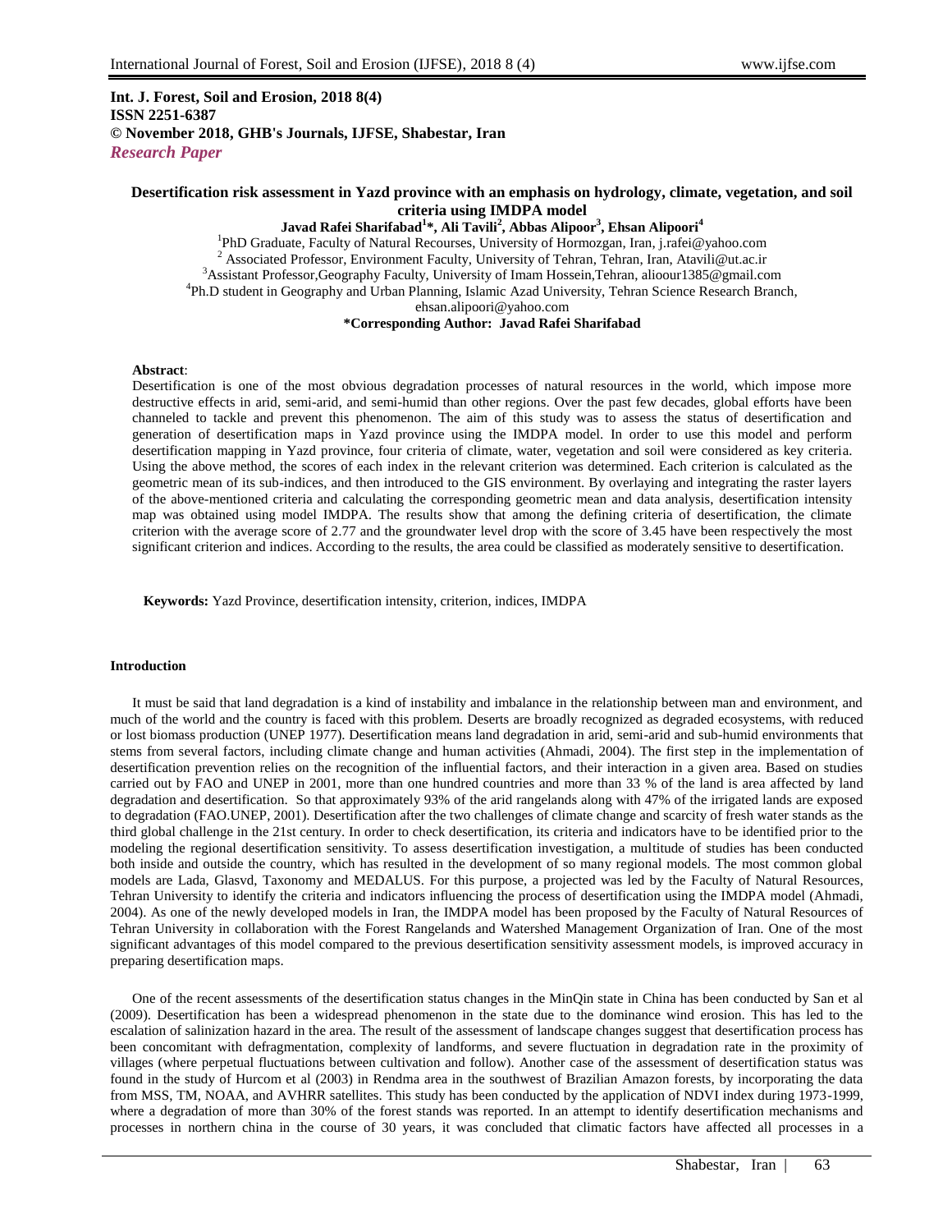**Int. J. Forest, Soil and Erosion, 2018 8(4)**
**ISSN 2251-6387**
**© November 2018, GHB's Journals, IJFSE, Shabestar, Iran**
***Research Paper***

# Desertification risk assessment in Yazd province with an emphasis on hydrology, climate, vegetation, and soil criteria using IMDPA model

**Javad Rafei Sharifabad[1]\*, Ali Tavili[2], Abbas Alipoor[3], Ehsan Alipoori[4]**

[1]PhD Graduate, Faculty of Natural Recourses, University of Hormozgan, Iran, j.rafei@yahoo.com
[2] Associated Professor, Environment Faculty, University of Tehran, Tehran, Iran, Atavili@ut.ac.ir
[3]Assistant Professor,Geography Faculty, University of Imam Hossein,Tehran, alioour1385@gmail.com
[4]Ph.D student in Geography and Urban Planning, Islamic Azad University, Tehran Science Research Branch, ehsan.alipoori@yahoo.com

**\*Corresponding Author: Javad Rafei Sharifabad**

**Abstract**:

Desertification is one of the most obvious degradation processes of natural resources in the world, which impose more destructive effects in arid, semi-arid, and semi-humid than other regions. Over the past few decades, global efforts have been channeled to tackle and prevent this phenomenon. The aim of this study was to assess the status of desertification and generation of desertification maps in Yazd province using the IMDPA model. In order to use this model and perform desertification mapping in Yazd province, four criteria of climate, water, vegetation and soil were considered as key criteria. Using the above method, the scores of each index in the relevant criterion was determined. Each criterion is calculated as the geometric mean of its sub-indices, and then introduced to the GIS environment. By overlaying and integrating the raster layers of the above-mentioned criteria and calculating the corresponding geometric mean and data analysis, desertification intensity map was obtained using model IMDPA. The results show that among the defining criteria of desertification, the climate criterion with the average score of 2.77 and the groundwater level drop with the score of 3.45 have been respectively the most significant criterion and indices. According to the results, the area could be classified as moderately sensitive to desertification.

**Keywords:** Yazd Province, desertification intensity, criterion, indices, IMDPA

## Introduction

It must be said that land degradation is a kind of instability and imbalance in the relationship between man and environment, and much of the world and the country is faced with this problem. Deserts are broadly recognized as degraded ecosystems, with reduced or lost biomass production (UNEP 1977). Desertification means land degradation in arid, semi-arid and sub-humid environments that stems from several factors, including climate change and human activities (Ahmadi, 2004). The first step in the implementation of desertification prevention relies on the recognition of the influential factors, and their interaction in a given area. Based on studies carried out by FAO and UNEP in 2001, more than one hundred countries and more than 33 % of the land is area affected by land degradation and desertification. So that approximately 93% of the arid rangelands along with 47% of the irrigated lands are exposed to degradation (FAO.UNEP, 2001). Desertification after the two challenges of climate change and scarcity of fresh water stands as the third global challenge in the 21st century. In order to check desertification, its criteria and indicators have to be identified prior to the modeling the regional desertification sensitivity. To assess desertification investigation, a multitude of studies has been conducted both inside and outside the country, which has resulted in the development of so many regional models. The most common global models are Lada, Glasvd, Taxonomy and MEDALUS. For this purpose, a projected was led by the Faculty of Natural Resources, Tehran University to identify the criteria and indicators influencing the process of desertification using the IMDPA model (Ahmadi, 2004). As one of the newly developed models in Iran, the IMDPA model has been proposed by the Faculty of Natural Resources of Tehran University in collaboration with the Forest Rangelands and Watershed Management Organization of Iran. One of the most significant advantages of this model compared to the previous desertification sensitivity assessment models, is improved accuracy in preparing desertification maps.

One of the recent assessments of the desertification status changes in the MinQin state in China has been conducted by San et al (2009). Desertification has been a widespread phenomenon in the state due to the dominance wind erosion. This has led to the escalation of salinization hazard in the area. The result of the assessment of landscape changes suggest that desertification process has been concomitant with defragmentation, complexity of landforms, and severe fluctuation in degradation rate in the proximity of villages (where perpetual fluctuations between cultivation and follow). Another case of the assessment of desertification status was found in the study of Hurcom et al (2003) in Rendma area in the southwest of Brazilian Amazon forests, by incorporating the data from MSS, TM, NOAA, and AVHRR satellites. This study has been conducted by the application of NDVI index during 1973-1999, where a degradation of more than 30% of the forest stands was reported. In an attempt to identify desertification mechanisms and processes in northern china in the course of 30 years, it was concluded that climatic factors have affected all processes in a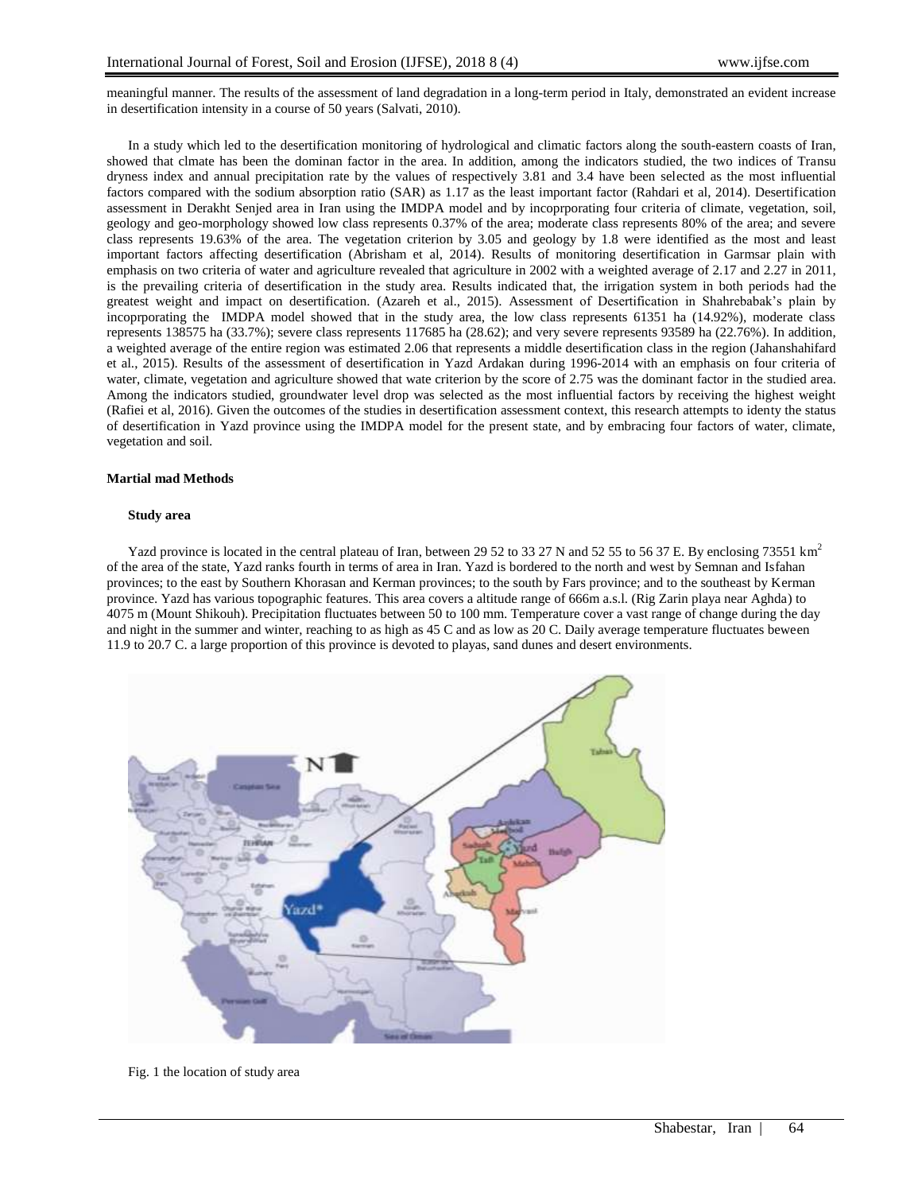meaningful manner. The results of the assessment of land degradation in a long-term period in Italy, demonstrated an evident increase in desertification intensity in a course of 50 years (Salvati, 2010).

In a study which led to the desertification monitoring of hydrological and climatic factors along the south-eastern coasts of Iran, showed that clmate has been the dominan factor in the area. In addition, among the indicators studied, the two indices of Transu dryness index and annual precipitation rate by the values of respectively 3.81 and 3.4 have been selected as the most influential factors compared with the sodium absorption ratio (SAR) as 1.17 as the least important factor (Rahdari et al, 2014). Desertification assessment in Derakht Senjed area in Iran using the IMDPA model and by incoprporating four criteria of climate, vegetation, soil, geology and geo-morphology showed low class represents 0.37% of the area; moderate class represents 80% of the area; and severe class represents 19.63% of the area. The vegetation criterion by 3.05 and geology by 1.8 were identified as the most and least important factors affecting desertification (Abrisham et al, 2014). Results of monitoring desertification in Garmsar plain with emphasis on two criteria of water and agriculture revealed that agriculture in 2002 with a weighted average of 2.17 and 2.27 in 2011, is the prevailing criteria of desertification in the study area. Results indicated that, the irrigation system in both periods had the greatest weight and impact on desertification. (Azareh et al., 2015). Assessment of Desertification in Shahrebabak's plain by incoprporating the IMDPA model showed that in the study area, the low class represents 61351 ha (14.92%), moderate class represents 138575 ha (33.7%); severe class represents 117685 ha (28.62); and very severe represents 93589 ha (22.76%). In addition, a weighted average of the entire region was estimated 2.06 that represents a middle desertification class in the region (Jahanshahifard et al., 2015). Results of the assessment of desertification in Yazd Ardakan during 1996-2014 with an emphasis on four criteria of water, climate, vegetation and agriculture showed that wate criterion by the score of 2.75 was the dominant factor in the studied area. Among the indicators studied, groundwater level drop was selected as the most influential factors by receiving the highest weight (Rafiei et al, 2016). Given the outcomes of the studies in desertification assessment context, this research attempts to identy the status of desertification in Yazd province using the IMDPA model for the present state, and by embracing four factors of water, climate, vegetation and soil.

## Martial mad Methods

### Study area

Yazd province is located in the central plateau of Iran, between 29 52 to 33 27 N and 52 55 to 56 37 E. By enclosing 73551 km$^2$ of the area of the state, Yazd ranks fourth in terms of area in Iran. Yazd is bordered to the north and west by Semnan and Isfahan provinces; to the east by Southern Khorasan and Kerman provinces; to the south by Fars province; and to the southeast by Kerman province. Yazd has various topographic features. This area covers a altitude range of 666m a.s.l. (Rig Zarin playa near Aghda) to 4075 m (Mount Shikouh). Precipitation fluctuates between 50 to 100 mm. Temperature cover a vast range of change during the day and night in the summer and winter, reaching to as high as 45 C and as low as 20 C. Daily average temperature fluctuates beween 11.9 to 20.7 C. a large proportion of this province is devoted to playas, sand dunes and desert environments.

Fig. 1 the location of study area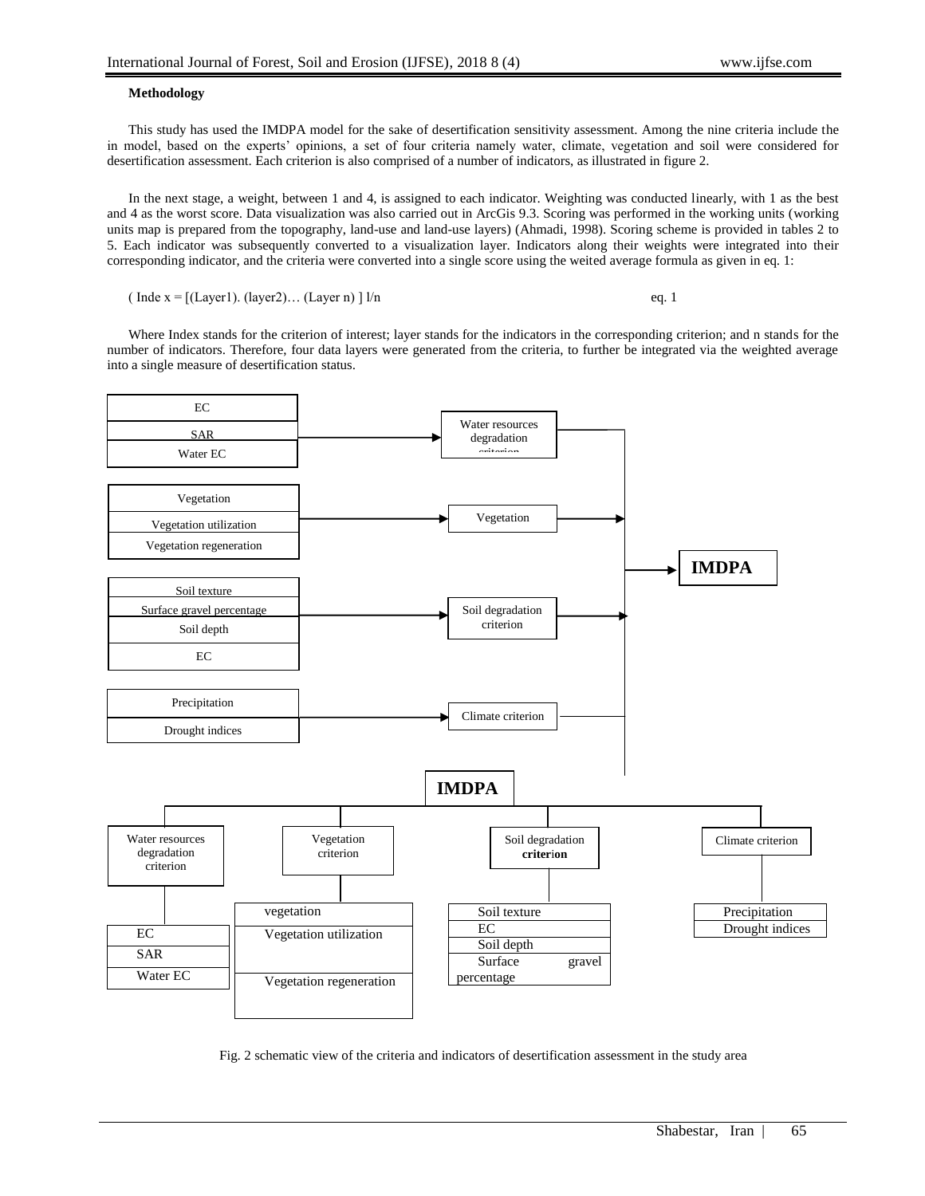**Methodology**

This study has used the IMDPA model for the sake of desertification sensitivity assessment. Among the nine criteria include the in model, based on the experts' opinions, a set of four criteria namely water, climate, vegetation and soil were considered for desertification assessment. Each criterion is also comprised of a number of indicators, as illustrated in figure 2.

In the next stage, a weight, between 1 and 4, is assigned to each indicator. Weighting was conducted linearly, with 1 as the best and 4 as the worst score. Data visualization was also carried out in ArcGis 9.3. Scoring was performed in the working units (working units map is prepared from the topography, land-use and land-use layers) (Ahmadi, 1998). Scoring scheme is provided in tables 2 to 5. Each indicator was subsequently converted to a visualization layer. Indicators along their weights were integrated into their corresponding indicator, and the criteria were converted into a single score using the weited average formula as given in eq. 1:

$$\text{Inde x} = [(\text{Layer1}).(\text{layer2})\ldots(\text{Layer n})]^{1/n} \quad \text{eq. 1}$$

Where Index stands for the criterion of interest; layer stands for the indicators in the corresponding criterion; and n stands for the number of indicators. Therefore, four data layers were generated from the criteria, to further be integrated via the weighted average into a single measure of desertification status.

EC
SAR
Water EC
Water resources degradation criterion

Vegetation
Vegetation utilization
Vegetation regeneration
Vegetation

Soil texture
Surface gravel percentage
Soil depth
EC
Soil degradation criterion

Precipitation
Drought indices
Climate criterion

IMDPA

IMDPA

Water resources degradation criterion
EC
SAR
Water EC

Vegetation criterion
vegetation
Vegetation utilization
Vegetation regeneration

Soil degradation criterion
Soil texture
EC
Soil depth
Surface gravel percentage

Climate criterion
Precipitation
Drought indices

Fig. 2 schematic view of the criteria and indicators of desertification assessment in the study area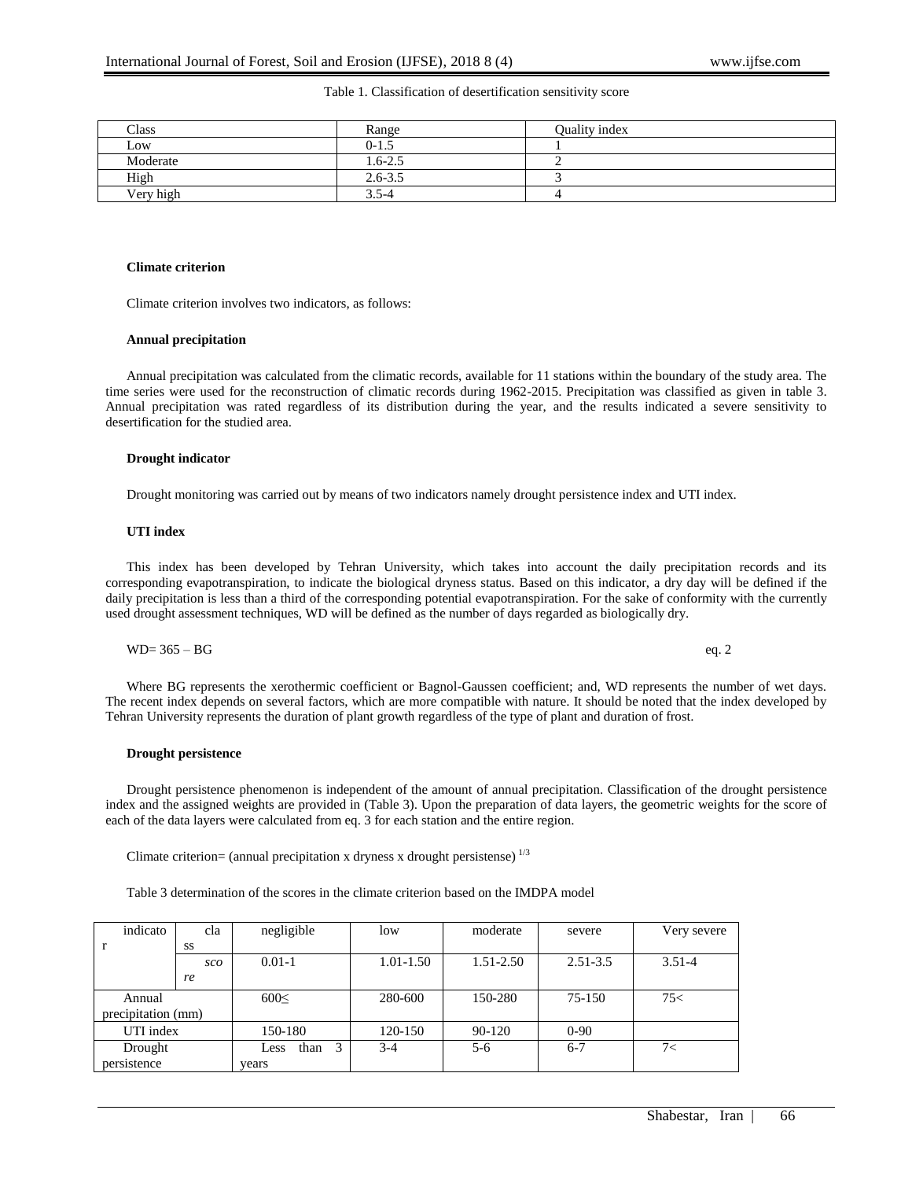Table 1. Classification of desertification sensitivity score

| Class | Range | Quality index |
|---|---|---|
| Low | 0-1.5 | 1 |
| Moderate | 1.6-2.5 | 2 |
| High | 2.6-3.5 | 3 |
| Very high | 3.5-4 | 4 |

**Climate criterion**

Climate criterion involves two indicators, as follows:

**Annual precipitation**

Annual precipitation was calculated from the climatic records, available for 11 stations within the boundary of the study area. The time series were used for the reconstruction of climatic records during 1962-2015. Precipitation was classified as given in table 3. Annual precipitation was rated regardless of its distribution during the year, and the results indicated a severe sensitivity to desertification for the studied area.

**Drought indicator**

Drought monitoring was carried out by means of two indicators namely drought persistence index and UTI index.

**UTI index**

This index has been developed by Tehran University, which takes into account the daily precipitation records and its corresponding evapotranspiration, to indicate the biological dryness status. Based on this indicator, a dry day will be defined if the daily precipitation is less than a third of the corresponding potential evapotranspiration. For the sake of conformity with the currently used drought assessment techniques, WD will be defined as the number of days regarded as biologically dry.

$$WD = 365 - BG \qquad \text{eq. 2}$$

Where BG represents the xerothermic coefficient or Bagnol-Gaussen coefficient; and, WD represents the number of wet days. The recent index depends on several factors, which are more compatible with nature. It should be noted that the index developed by Tehran University represents the duration of plant growth regardless of the type of plant and duration of frost.

**Drought persistence**

Drought persistence phenomenon is independent of the amount of annual precipitation. Classification of the drought persistence index and the assigned weights are provided in (Table 3). Upon the preparation of data layers, the geometric weights for the score of each of the data layers were calculated from eq. 3 for each station and the entire region.

$$\text{Climate criterion} = (\text{annual precipitation} \times \text{dryness} \times \text{drought persistense})^{1/3}$$

Table 3 determination of the scores in the climate criterion based on the IMDPA model

| indicator | class | negligible | low | moderate | severe | Very severe |
|---|---|---|---|---|---|---|
| | *score* | 0.01-1 | 1.01-1.50 | 1.51-2.50 | 2.51-3.5 | 3.51-4 |
| Annual precipitation (mm) | | 600≤ | 280-600 | 150-280 | 75-150 | 75< |
| UTI index | | 150-180 | 120-150 | 90-120 | 0-90 | |
| Drought persistence | | Less than 3 years | 3-4 | 5-6 | 6-7 | 7< |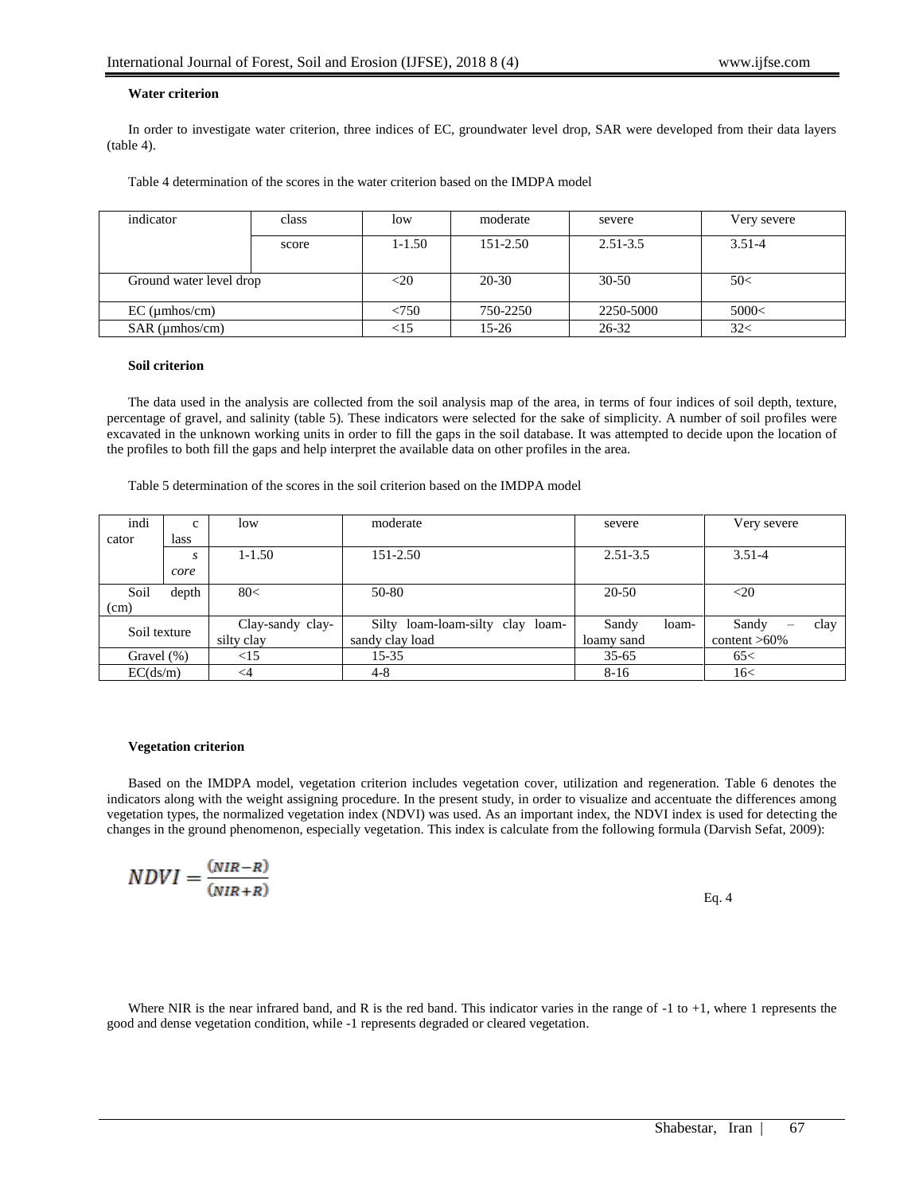**Water criterion**

In order to investigate water criterion, three indices of EC, groundwater level drop, SAR were developed from their data layers (table 4).

Table 4 determination of the scores in the water criterion based on the IMDPA model

| indicator | class | low | moderate | severe | Very severe |
|---|---|---|---|---|---|
| | score | 1-1.50 | 151-2.50 | 2.51-3.5 | 3.51-4 |
| Ground water level drop | | <20 | 20-30 | 30-50 | 50< |
| EC (µmhos/cm) | | <750 | 750-2250 | 2250-5000 | 5000< |
| SAR (µmhos/cm) | | <15 | 15-26 | 26-32 | 32< |

**Soil criterion**

The data used in the analysis are collected from the soil analysis map of the area, in terms of four indices of soil depth, texture, percentage of gravel, and salinity (table 5). These indicators were selected for the sake of simplicity. A number of soil profiles were excavated in the unknown working units in order to fill the gaps in the soil database. It was attempted to decide upon the location of the profiles to both fill the gaps and help interpret the available data on other profiles in the area.

Table 5 determination of the scores in the soil criterion based on the IMDPA model

| indicator | class | low | moderate | severe | Very severe |
|---|---|---|---|---|---|
| | *score* | 1-1.50 | 151-2.50 | 2.51-3.5 | 3.51-4 |
| Soil depth (cm) | | 80< | 50-80 | 20-50 | <20 |
| Soil texture | | Clay-sandy clay-silty clay | Silty loam-loam-silty clay loam-sandy clay load | Sandy loam-loamy sand | Sandy – clay content >60% |
| Gravel (%) | | <15 | 15-35 | 35-65 | 65< |
| EC(ds/m) | | <4 | 4-8 | 8-16 | 16< |

**Vegetation criterion**

Based on the IMDPA model, vegetation criterion includes vegetation cover, utilization and regeneration. Table 6 denotes the indicators along with the weight assigning procedure. In the present study, in order to visualize and accentuate the differences among vegetation types, the normalized vegetation index (NDVI) was used. As an important index, the NDVI index is used for detecting the changes in the ground phenomenon, especially vegetation. This index is calculate from the following formula (Darvish Sefat, 2009):

$$NDVI = \frac{(NIR - R)}{(NIR + R)} \qquad \text{Eq. 4}$$

Where NIR is the near infrared band, and R is the red band. This indicator varies in the range of -1 to +1, where 1 represents the good and dense vegetation condition, while -1 represents degraded or cleared vegetation.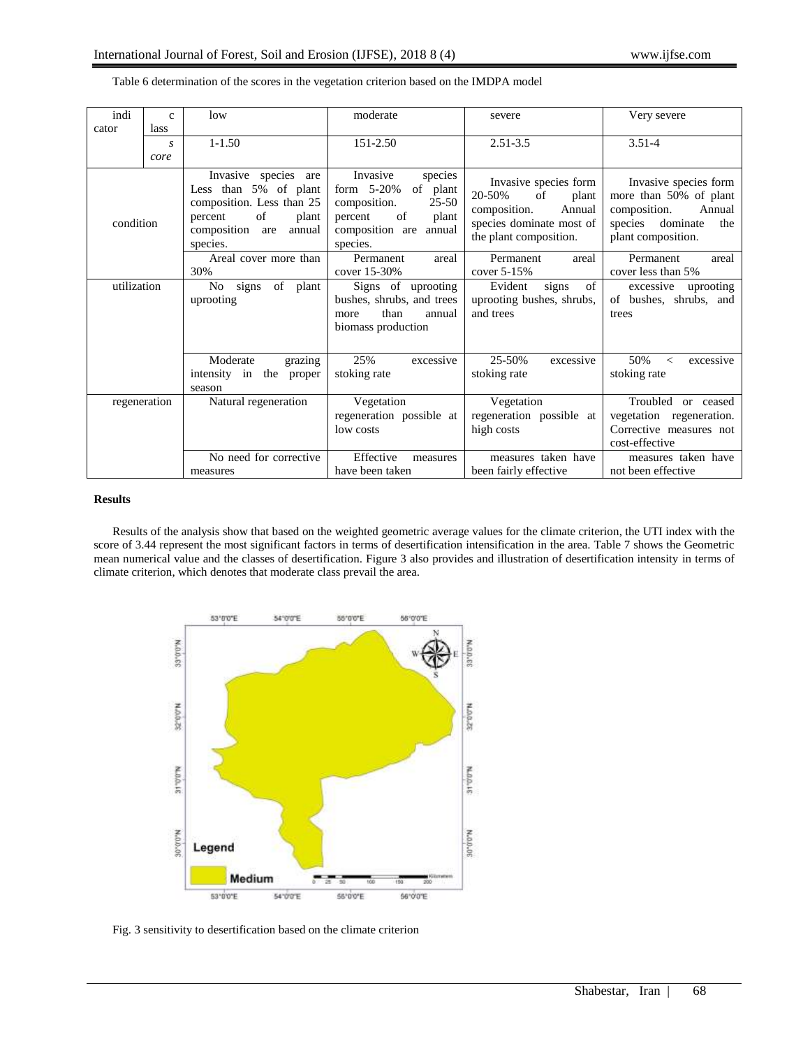Table 6 determination of the scores in the vegetation criterion based on the IMDPA model

| indicator | class | low | moderate | severe | Very severe |
|---|---|---|---|---|---|
| | score | 1-1.50 | 151-2.50 | 2.51-3.5 | 3.51-4 |
| condition | | Invasive species are Less than 5% of plant composition. Less than 25 percent of plant composition are annual species. | Invasive species form 5-20% of plant composition. 25-50 percent of plant composition are annual species. | Invasive species form 20-50% of plant composition. Annual species dominate most of the plant composition. | Invasive species form more than 50% of plant composition. Annual species dominate the plant composition. |
| | | Areal cover more than 30% | Permanent areal cover 15-30% | Permanent areal cover 5-15% | Permanent areal cover less than 5% |
| utilization | | No signs of plant uprooting | Signs of uprooting bushes, shrubs, and trees more than annual biomass production | Evident signs of uprooting bushes, shrubs, and trees | excessive uprooting of bushes, shrubs, and trees |
| | | Moderate grazing intensity in the proper season | 25% excessive stoking rate | 25-50% excessive stoking rate | 50% < excessive stoking rate |
| regeneration | | Natural regeneration | Vegetation regeneration possible at low costs | Vegetation regeneration possible at high costs | Troubled or ceased vegetation regeneration. Corrective measures not cost-effective |
| | | No need for corrective measures | Effective measures have been taken | measures taken have been fairly effective | measures taken have not been effective |

**Results**

Results of the analysis show that based on the weighted geometric average values for the climate criterion, the UTI index with the score of 3.44 represent the most significant factors in terms of desertification intensification in the area. Table 7 shows the Geometric mean numerical value and the classes of desertification. Figure 3 also provides and illustration of desertification intensity in terms of climate criterion, which denotes that moderate class prevail the area.

53°0'0"E
54°0'0"E
55°0'0"E
56°0'0"E
33°0'0"N
32°0'0"N
31°0'0"N
30°0'0"N
N
W
E
S
Legend
Medium
0 25 50 100 150 200 Kilometers

Fig. 3 sensitivity to desertification based on the climate criterion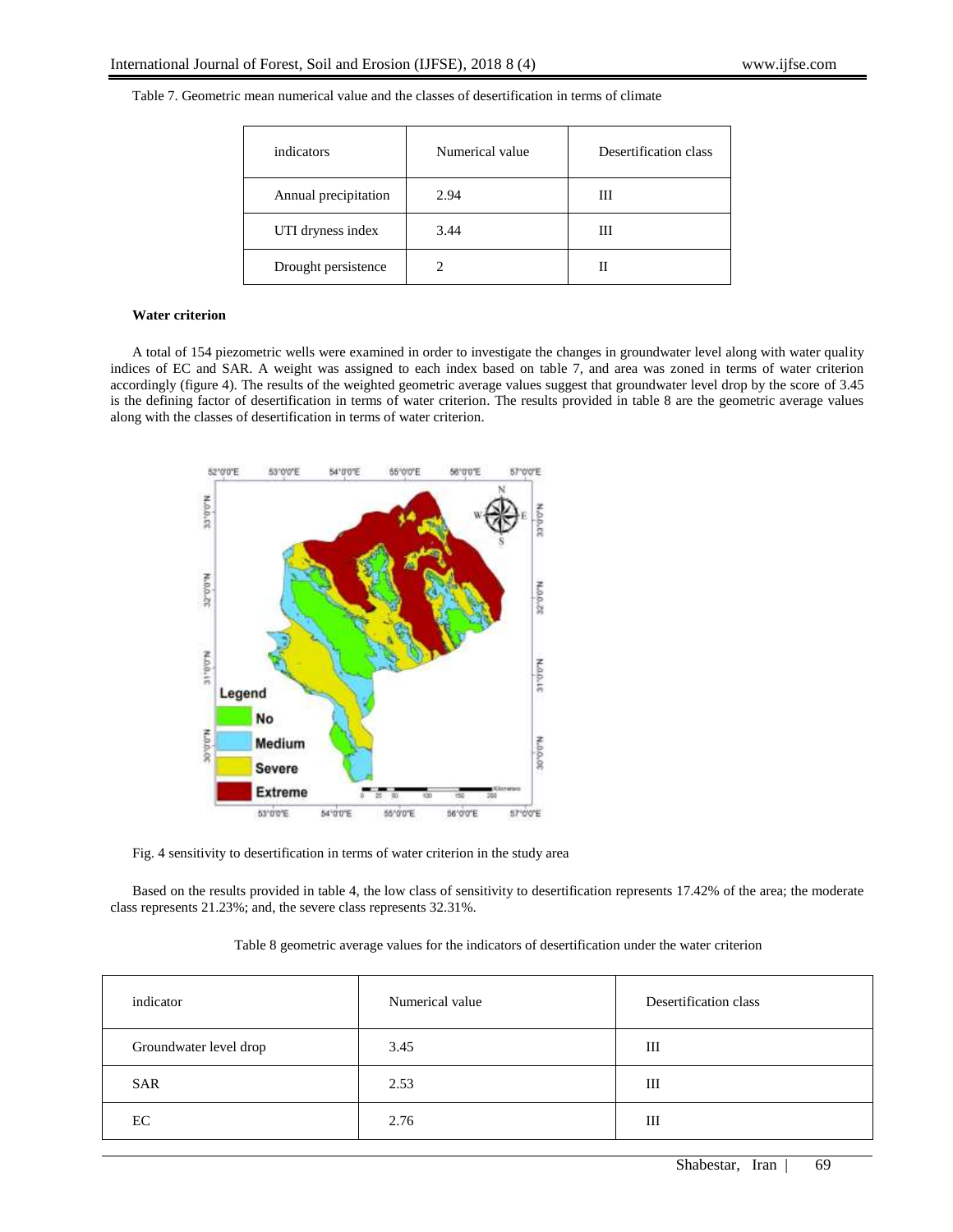Table 7. Geometric mean numerical value and the classes of desertification in terms of climate

| indicators | Numerical value | Desertification class |
|---|---|---|
| Annual precipitation | 2.94 | III |
| UTI dryness index | 3.44 | III |
| Drought persistence | 2 | II |

**Water criterion**

A total of 154 piezometric wells were examined in order to investigate the changes in groundwater level along with water quality indices of EC and SAR. A weight was assigned to each index based on table 7, and area was zoned in terms of water criterion accordingly (figure 4). The results of the weighted geometric average values suggest that groundwater level drop by the score of 3.45 is the defining factor of desertification in terms of water criterion. The results provided in table 8 are the geometric average values along with the classes of desertification in terms of water criterion.

Fig. 4 sensitivity to desertification in terms of water criterion in the study area

Based on the results provided in table 4, the low class of sensitivity to desertification represents 17.42% of the area; the moderate class represents 21.23%; and, the severe class represents 32.31%.

Table 8 geometric average values for the indicators of desertification under the water criterion

| indicator | Numerical value | Desertification class |
|---|---|---|
| Groundwater level drop | 3.45 | III |
| SAR | 2.53 | III |
| EC | 2.76 | III |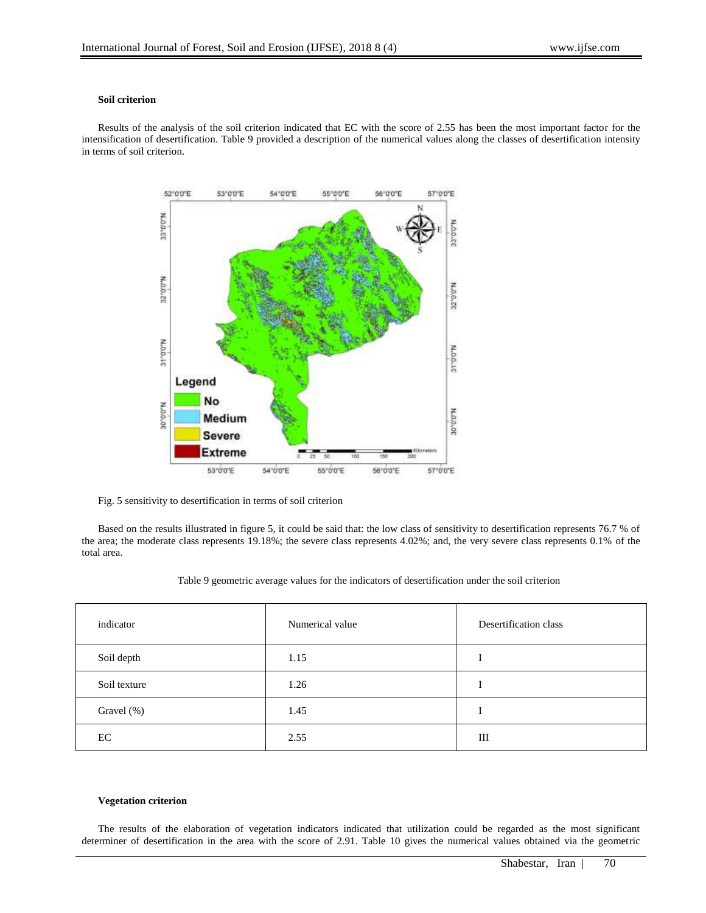### Soil criterion

Results of the analysis of the soil criterion indicated that EC with the score of 2.55 has been the most important factor for the intensification of desertification. Table 9 provided a description of the numerical values along the classes of desertification intensity in terms of soil criterion.

52°0'0"E 53°0'0"E 54°0'0"E 55°0'0"E 56°0'0"E 57°0'0"E

33°0'0"N 32°0'0"N 31°0'0"N 30°0'0"N

N W E S

Legend
No
Medium
Severe
Extreme

0 25 50 100 150 200 Kilometers

Fig. 5 sensitivity to desertification in terms of soil criterion

Based on the results illustrated in figure 5, it could be said that: the low class of sensitivity to desertification represents 76.7 % of the area; the moderate class represents 19.18%; the severe class represents 4.02%; and, the very severe class represents 0.1% of the total area.

Table 9 geometric average values for the indicators of desertification under the soil criterion

| indicator | Numerical value | Desertification class |
| --- | --- | --- |
| Soil depth | 1.15 | I |
| Soil texture | 1.26 | I |
| Gravel (%) | 1.45 | I |
| EC | 2.55 | III |

### Vegetation criterion

The results of the elaboration of vegetation indicators indicated that utilization could be regarded as the most significant determiner of desertification in the area with the score of 2.91. Table 10 gives the numerical values obtained via the geometric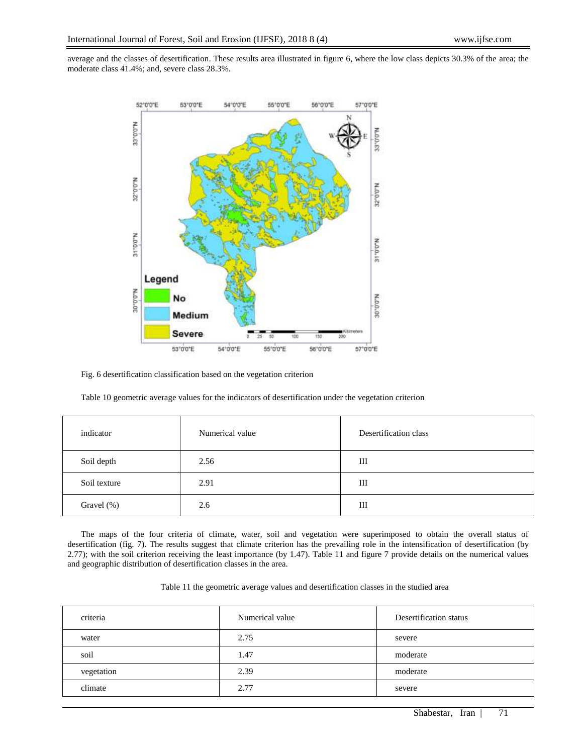average and the classes of desertification. These results area illustrated in figure 6, where the low class depicts 30.3% of the area; the moderate class 41.4%; and, severe class 28.3%.

52°0'0"E
53°0'0"E
54°0'0"E
55°0'0"E
56°0'0"E
57°0'0"E
33°0'0"N
32°0'0"N
31°0'0"N
30°0'0"N
N
W
E
S
Legend
No
Medium
Severe
0 25 50 100 150 200 Kilometers

Fig. 6 desertification classification based on the vegetation criterion

Table 10 geometric average values for the indicators of desertification under the vegetation criterion

| indicator | Numerical value | Desertification class |
|---|---|---|
| Soil depth | 2.56 | III |
| Soil texture | 2.91 | III |
| Gravel (%) | 2.6 | III |

The maps of the four criteria of climate, water, soil and vegetation were superimposed to obtain the overall status of desertification (fig. 7). The results suggest that climate criterion has the prevailing role in the intensification of desertification (by 2.77); with the soil criterion receiving the least importance (by 1.47). Table 11 and figure 7 provide details on the numerical values and geographic distribution of desertification classes in the area.

Table 11 the geometric average values and desertification classes in the studied area

| criteria | Numerical value | Desertification status |
|---|---|---|
| water | 2.75 | severe |
| soil | 1.47 | moderate |
| vegetation | 2.39 | moderate |
| climate | 2.77 | severe |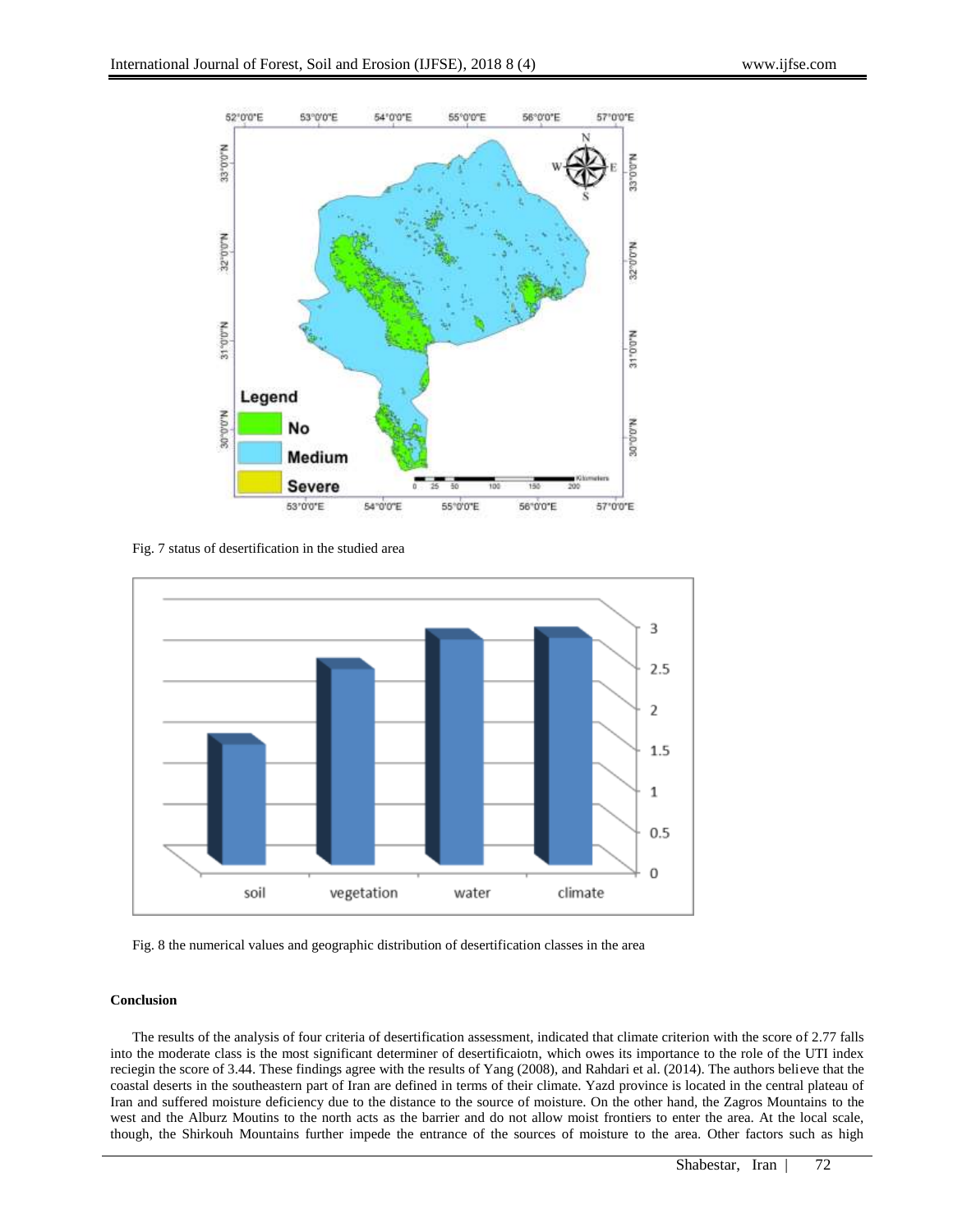52°0'0"E 53°0'0"E 54°0'0"E 55°0'0"E 56°0'0"E 57°0'0"E

33°0'0"N 32°0'0"N 31°0'0"N 30°0'0"N

Legend

No

Medium

Severe

0 25 50 100 150 200 Kilometers

53°0'0"E 54°0'0"E 55°0'0"E 56°0'0"E 57°0'0"E

Fig. 7 status of desertification in the studied area

3
2.5
2
1.5
1
0.5
0

soil vegetation water climate

Fig. 8 the numerical values and geographic distribution of desertification classes in the area

**Conclusion**

The results of the analysis of four criteria of desertification assessment, indicated that climate criterion with the score of 2.77 falls into the moderate class is the most significant determiner of desertificaiotn, which owes its importance to the role of the UTI index reciegin the score of 3.44. These findings agree with the results of Yang (2008), and Rahdari et al. (2014). The authors believe that the coastal deserts in the southeastern part of Iran are defined in terms of their climate. Yazd province is located in the central plateau of Iran and suffered moisture deficiency due to the distance to the source of moisture. On the other hand, the Zagros Mountains to the west and the Alburz Moutins to the north acts as the barrier and do not allow moist frontiers to enter the area. At the local scale, though, the Shirkouh Mountains further impede the entrance of the sources of moisture to the area. Other factors such as high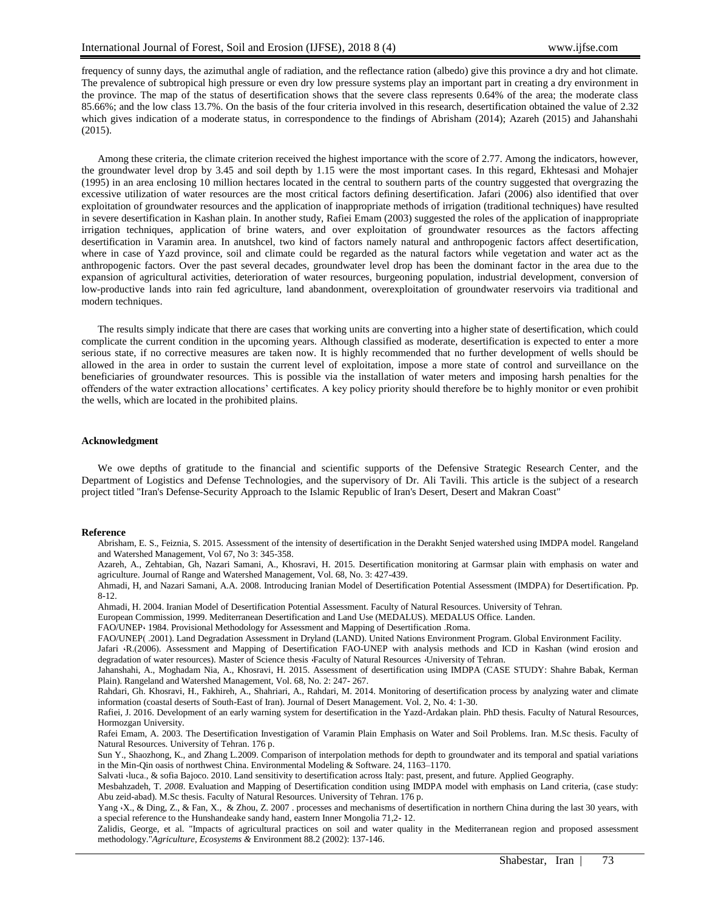frequency of sunny days, the azimuthal angle of radiation, and the reflectance ration (albedo) give this province a dry and hot climate. The prevalence of subtropical high pressure or even dry low pressure systems play an important part in creating a dry environment in the province. The map of the status of desertification shows that the severe class represents 0.64% of the area; the moderate class 85.66%; and the low class 13.7%. On the basis of the four criteria involved in this research, desertification obtained the value of 2.32 which gives indication of a moderate status, in correspondence to the findings of Abrisham (2014); Azareh (2015) and Jahanshahi (2015).

Among these criteria, the climate criterion received the highest importance with the score of 2.77. Among the indicators, however, the groundwater level drop by 3.45 and soil depth by 1.15 were the most important cases. In this regard, Ekhtesasi and Mohajer (1995) in an area enclosing 10 million hectares located in the central to southern parts of the country suggested that overgrazing the excessive utilization of water resources are the most critical factors defining desertification. Jafari (2006) also identified that over exploitation of groundwater resources and the application of inappropriate methods of irrigation (traditional techniques) have resulted in severe desertification in Kashan plain. In another study, Rafiei Emam (2003) suggested the roles of the application of inappropriate irrigation techniques, application of brine waters, and over exploitation of groundwater resources as the factors affecting desertification in Varamin area. In anutshcel, two kind of factors namely natural and anthropogenic factors affect desertification, where in case of Yazd province, soil and climate could be regarded as the natural factors while vegetation and water act as the anthropogenic factors. Over the past several decades, groundwater level drop has been the dominant factor in the area due to the expansion of agricultural activities, deterioration of water resources, burgeoning population, industrial development, conversion of low-productive lands into rain fed agriculture, land abandonment, overexploitation of groundwater reservoirs via traditional and modern techniques.

The results simply indicate that there are cases that working units are converting into a higher state of desertification, which could complicate the current condition in the upcoming years. Although classified as moderate, desertification is expected to enter a more serious state, if no corrective measures are taken now. It is highly recommended that no further development of wells should be allowed in the area in order to sustain the current level of exploitation, impose a more state of control and surveillance on the beneficiaries of groundwater resources. This is possible via the installation of water meters and imposing harsh penalties for the offenders of the water extraction allocations' certificates. A key policy priority should therefore be to highly monitor or even prohibit the wells, which are located in the prohibited plains.

#### Acknowledgment

We owe depths of gratitude to the financial and scientific supports of the Defensive Strategic Research Center, and the Department of Logistics and Defense Technologies, and the supervisory of Dr. Ali Tavili. This article is the subject of a research project titled "Iran's Defense-Security Approach to the Islamic Republic of Iran's Desert, Desert and Makran Coast"

#### Reference

Abrisham, E. S., Feiznia, S. 2015. Assessment of the intensity of desertification in the Derakht Senjed watershed using IMDPA model. Rangeland and Watershed Management, Vol 67, No 3: 345-358.

Azareh, A., Zehtabian, Gh, Nazari Samani, A., Khosravi, H. 2015. Desertification monitoring at Garmsar plain with emphasis on water and agriculture. Journal of Range and Watershed Management, Vol. 68, No. 3: 427-439.

Ahmadi, H, and Nazari Samani, A.A. 2008. Introducing Iranian Model of Desertification Potential Assessment (IMDPA) for Desertification. Pp. 8-12.

Ahmadi, H. 2004. Iranian Model of Desertification Potential Assessment. Faculty of Natural Resources. University of Tehran.

European Commission, 1999. Mediterranean Desertification and Land Use (MEDALUS). MEDALUS Office. Landen.

FAO/UNEP، 1984. Provisional Methodology for Assessment and Mapping of Desertification .Roma.

FAO/UNEP( .2001). Land Degradation Assessment in Dryland (LAND). United Nations Environment Program. Global Environment Facility.

Jafari ،R.(2006). Assessment and Mapping of Desertification FAO-UNEP with analysis methods and ICD in Kashan (wind erosion and degradation of water resources). Master of Science thesis ،Faculty of Natural Resources ،University of Tehran.

Jahanshahi, A., Moghadam Nia, A., Khosravi, H. 2015. Assessment of desertification using IMDPA (CASE STUDY: Shahre Babak, Kerman Plain). Rangeland and Watershed Management, Vol. 68, No. 2: 247- 267.

Rahdari, Gh. Khosravi, H., Fakhireh, A., Shahriari, A., Rahdari, M. 2014. Monitoring of desertification process by analyzing water and climate information (coastal deserts of South-East of Iran). Journal of Desert Management. Vol. 2, No. 4: 1-30.

Rafiei, J. 2016. Development of an early warning system for desertification in the Yazd-Ardakan plain. PhD thesis. Faculty of Natural Resources, Hormozgan University.

Rafei Emam, A. 2003. The Desertification Investigation of Varamin Plain Emphasis on Water and Soil Problems. Iran. M.Sc thesis. Faculty of Natural Resources. University of Tehran. 176 p.

Sun Y., Shaozhong, K., and Zhang L.2009. Comparison of interpolation methods for depth to groundwater and its temporal and spatial variations in the Min-Qin oasis of northwest China. Environmental Modeling & Software. 24, 1163–1170.

Salvati ،luca., & sofia Bajoco. 2010. Land sensitivity to desertification across Italy: past, present, and future. Applied Geography.

Mesbahzadeh, T. *2008*. Evaluation and Mapping of Desertification condition using IMDPA model with emphasis on Land criteria, (case study: Abu zeid-abad). M.Sc thesis. Faculty of Natural Resources. University of Tehran. 176 p.

Yang ،X., & Ding, Z., & Fan, X., & Zhou, Z. 2007 . processes and mechanisms of desertification in northern China during the last 30 years, with a special reference to the Hunshandeake sandy hand, eastern Inner Mongolia 71,2- 12.

Zalidis, George, et al. "Impacts of agricultural practices on soil and water quality in the Mediterranean region and proposed assessment methodology."*Agriculture, Ecosystems &* Environment 88.2 (2002): 137-146.